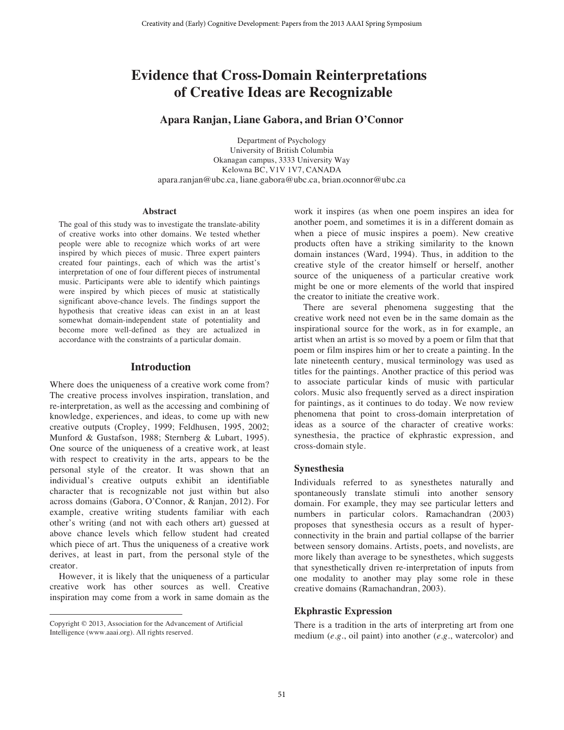# Evidence that Cross-Domain Reinterpretations of Creative Ideas are Recognizable

**Apara Ranjan, Liane Gabora, and Brian O'Connor**

Department of Psychology
University of British Columbia
Okanagan campus, 3333 University Way
Kelowna BC, V1V 1V7, CANADA
apara.ranjan@ubc.ca, liane.gabora@ubc.ca, brian.oconnor@ubc.ca

### Abstract

The goal of this study was to investigate the translate-ability of creative works into other domains. We tested whether people were able to recognize which works of art were inspired by which pieces of music. Three expert painters created four paintings, each of which was the artist's interpretation of one of four different pieces of instrumental music. Participants were able to identify which paintings were inspired by which pieces of music at statistically significant above-chance levels. The findings support the hypothesis that creative ideas can exist in an at least somewhat domain-independent state of potentiality and become more well-defined as they are actualized in accordance with the constraints of a particular domain.

## Introduction

Where does the uniqueness of a creative work come from? The creative process involves inspiration, translation, and re-interpretation, as well as the accessing and combining of knowledge, experiences, and ideas, to come up with new creative outputs (Cropley, 1999; Feldhusen, 1995, 2002; Munford & Gustafson, 1988; Sternberg & Lubart, 1995). One source of the uniqueness of a creative work, at least with respect to creativity in the arts, appears to be the personal style of the creator. It was shown that an individual's creative outputs exhibit an identifiable character that is recognizable not just within but also across domains (Gabora, O'Connor, & Ranjan, 2012). For example, creative writing students familiar with each other's writing (and not with each others art) guessed at above chance levels which fellow student had created which piece of art. Thus the uniqueness of a creative work derives, at least in part, from the personal style of the creator.

However, it is likely that the uniqueness of a particular creative work has other sources as well. Creative inspiration may come from a work in same domain as the work it inspires (as when one poem inspires an idea for another poem, and sometimes it is in a different domain as when a piece of music inspires a poem). New creative products often have a striking similarity to the known domain instances (Ward, 1994). Thus, in addition to the creative style of the creator himself or herself, another source of the uniqueness of a particular creative work might be one or more elements of the world that inspired the creator to initiate the creative work.

There are several phenomena suggesting that the creative work need not even be in the same domain as the inspirational source for the work, as in for example, an artist when an artist is so moved by a poem or film that that poem or film inspires him or her to create a painting. In the late nineteenth century, musical terminology was used as titles for the paintings. Another practice of this period was to associate particular kinds of music with particular colors. Music also frequently served as a direct inspiration for paintings, as it continues to do today. We now review phenomena that point to cross-domain interpretation of ideas as a source of the character of creative works: synesthesia, the practice of ekphrastic expression, and cross-domain style.

### Synesthesia

Individuals referred to as synesthetes naturally and spontaneously translate stimuli into another sensory domain. For example, they may see particular letters and numbers in particular colors. Ramachandran (2003) proposes that synesthesia occurs as a result of hyper-connectivity in the brain and partial collapse of the barrier between sensory domains. Artists, poets, and novelists, are more likely than average to be synesthetes, which suggests that synesthetically driven re-interpretation of inputs from one modality to another may play some role in these creative domains (Ramachandran, 2003).

### Ekphrastic Expression

There is a tradition in the arts of interpreting art from one medium (*e.g.*, oil paint) into another (*e.g.*, watercolor) and

Copyright © 2013, Association for the Advancement of Artificial Intelligence (www.aaai.org). All rights reserved.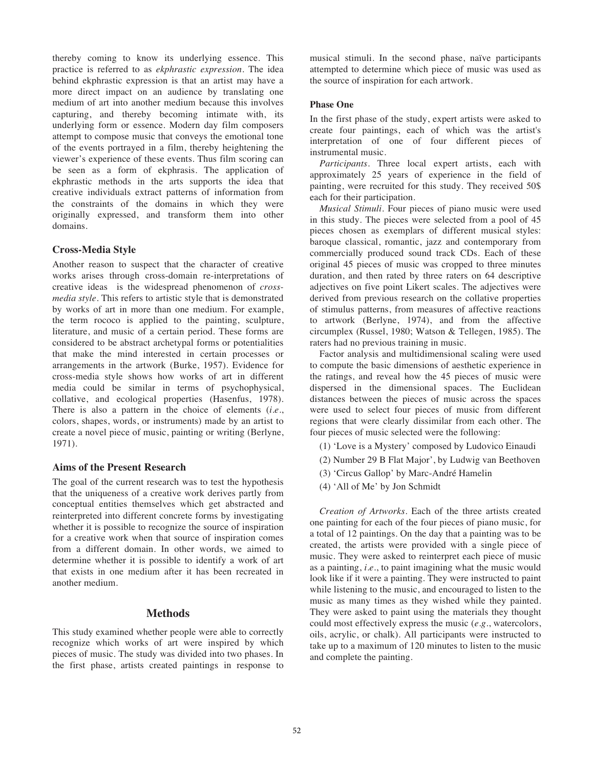thereby coming to know its underlying essence. This practice is referred to as *ekphrastic expression*. The idea behind ekphrastic expression is that an artist may have a more direct impact on an audience by translating one medium of art into another medium because this involves capturing, and thereby becoming intimate with, its underlying form or essence. Modern day film composers attempt to compose music that conveys the emotional tone of the events portrayed in a film, thereby heightening the viewer's experience of these events. Thus film scoring can be seen as a form of ekphrasis. The application of ekphrastic methods in the arts supports the idea that creative individuals extract patterns of information from the constraints of the domains in which they were originally expressed, and transform them into other domains.

### Cross-Media Style

Another reason to suspect that the character of creative works arises through cross-domain re-interpretations of creative ideas is the widespread phenomenon of *cross-media style*. This refers to artistic style that is demonstrated by works of art in more than one medium. For example, the term rococo is applied to the painting, sculpture, literature, and music of a certain period. These forms are considered to be abstract archetypal forms or potentialities that make the mind interested in certain processes or arrangements in the artwork (Burke, 1957). Evidence for cross-media style shows how works of art in different media could be similar in terms of psychophysical, collative, and ecological properties (Hasenfus, 1978). There is also a pattern in the choice of elements (*i.e.*, colors, shapes, words, or instruments) made by an artist to create a novel piece of music, painting or writing (Berlyne, 1971).

### Aims of the Present Research

The goal of the current research was to test the hypothesis that the uniqueness of a creative work derives partly from conceptual entities themselves which get abstracted and reinterpreted into different concrete forms by investigating whether it is possible to recognize the source of inspiration for a creative work when that source of inspiration comes from a different domain. In other words, we aimed to determine whether it is possible to identify a work of art that exists in one medium after it has been recreated in another medium.

## Methods

This study examined whether people were able to correctly recognize which works of art were inspired by which pieces of music. The study was divided into two phases. In the first phase, artists created paintings in response to musical stimuli. In the second phase, naïve participants attempted to determine which piece of music was used as the source of inspiration for each artwork.

### Phase One

In the first phase of the study, expert artists were asked to create four paintings, each of which was the artist's interpretation of one of four different pieces of instrumental music.

*Participants*. Three local expert artists, each with approximately 25 years of experience in the field of painting, were recruited for this study. They received 50$ each for their participation.

*Musical Stimuli*. Four pieces of piano music were used in this study. The pieces were selected from a pool of 45 pieces chosen as exemplars of different musical styles: baroque classical, romantic, jazz and contemporary from commercially produced sound track CDs. Each of these original 45 pieces of music was cropped to three minutes duration, and then rated by three raters on 64 descriptive adjectives on five point Likert scales. The adjectives were derived from previous research on the collative properties of stimulus patterns, from measures of affective reactions to artwork (Berlyne, 1974), and from the affective circumplex (Russel, 1980; Watson & Tellegen, 1985). The raters had no previous training in music.

Factor analysis and multidimensional scaling were used to compute the basic dimensions of aesthetic experience in the ratings, and reveal how the 45 pieces of music were dispersed in the dimensional spaces. The Euclidean distances between the pieces of music across the spaces were used to select four pieces of music from different regions that were clearly dissimilar from each other. The four pieces of music selected were the following:

(1) 'Love is a Mystery' composed by Ludovico Einaudi

(2) Number 29 B Flat Major', by Ludwig van Beethoven

(3) 'Circus Gallop' by Marc-André Hamelin

(4) 'All of Me' by Jon Schmidt

*Creation of Artworks*. Each of the three artists created one painting for each of the four pieces of piano music, for a total of 12 paintings. On the day that a painting was to be created, the artists were provided with a single piece of music. They were asked to reinterpret each piece of music as a painting, *i.e.*, to paint imagining what the music would look like if it were a painting. They were instructed to paint while listening to the music, and encouraged to listen to the music as many times as they wished while they painted. They were asked to paint using the materials they thought could most effectively express the music (*e.g.*, watercolors, oils, acrylic, or chalk). All participants were instructed to take up to a maximum of 120 minutes to listen to the music and complete the painting.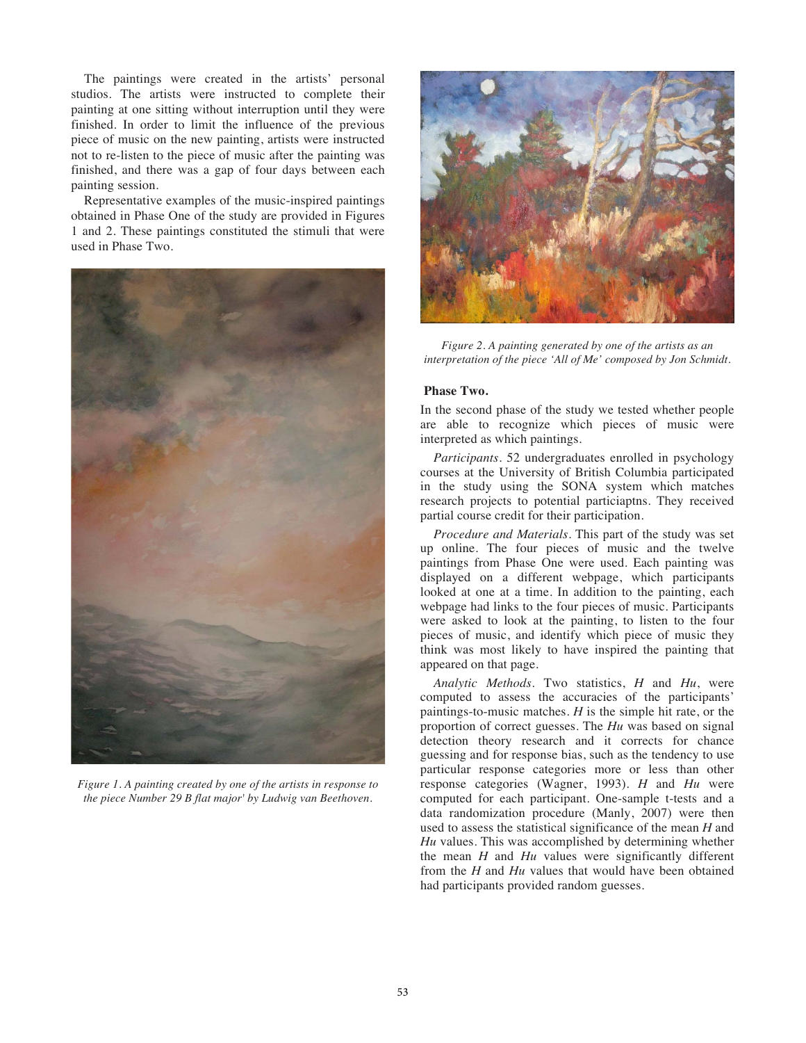The paintings were created in the artists' personal studios. The artists were instructed to complete their painting at one sitting without interruption until they were finished. In order to limit the influence of the previous piece of music on the new painting, artists were instructed not to re-listen to the piece of music after the painting was finished, and there was a gap of four days between each painting session.

Representative examples of the music-inspired paintings obtained in Phase One of the study are provided in Figures 1 and 2. These paintings constituted the stimuli that were used in Phase Two.

*Figure 1. A painting created by one of the artists in response to the piece Number 29 B flat major' by Ludwig van Beethoven.*

*Figure 2. A painting generated by one of the artists as an interpretation of the piece 'All of Me' composed by Jon Schmidt.*

**Phase Two.**

In the second phase of the study we tested whether people are able to recognize which pieces of music were interpreted as which paintings.

*Participants*. 52 undergraduates enrolled in psychology courses at the University of British Columbia participated in the study using the SONA system which matches research projects to potential particiaptns. They received partial course credit for their participation.

*Procedure and Materials*. This part of the study was set up online. The four pieces of music and the twelve paintings from Phase One were used. Each painting was displayed on a different webpage, which participants looked at one at a time. In addition to the painting, each webpage had links to the four pieces of music. Participants were asked to look at the painting, to listen to the four pieces of music, and identify which piece of music they think was most likely to have inspired the painting that appeared on that page.

*Analytic Methods*. Two statistics, *H* and *Hu*, were computed to assess the accuracies of the participants' paintings-to-music matches. *H* is the simple hit rate, or the proportion of correct guesses. The *Hu* was based on signal detection theory research and it corrects for chance guessing and for response bias, such as the tendency to use particular response categories more or less than other response categories (Wagner, 1993). *H* and *Hu* were computed for each participant. One-sample t-tests and a data randomization procedure (Manly, 2007) were then used to assess the statistical significance of the mean *H* and *Hu* values. This was accomplished by determining whether the mean *H* and *Hu* values were significantly different from the *H* and *Hu* values that would have been obtained had participants provided random guesses.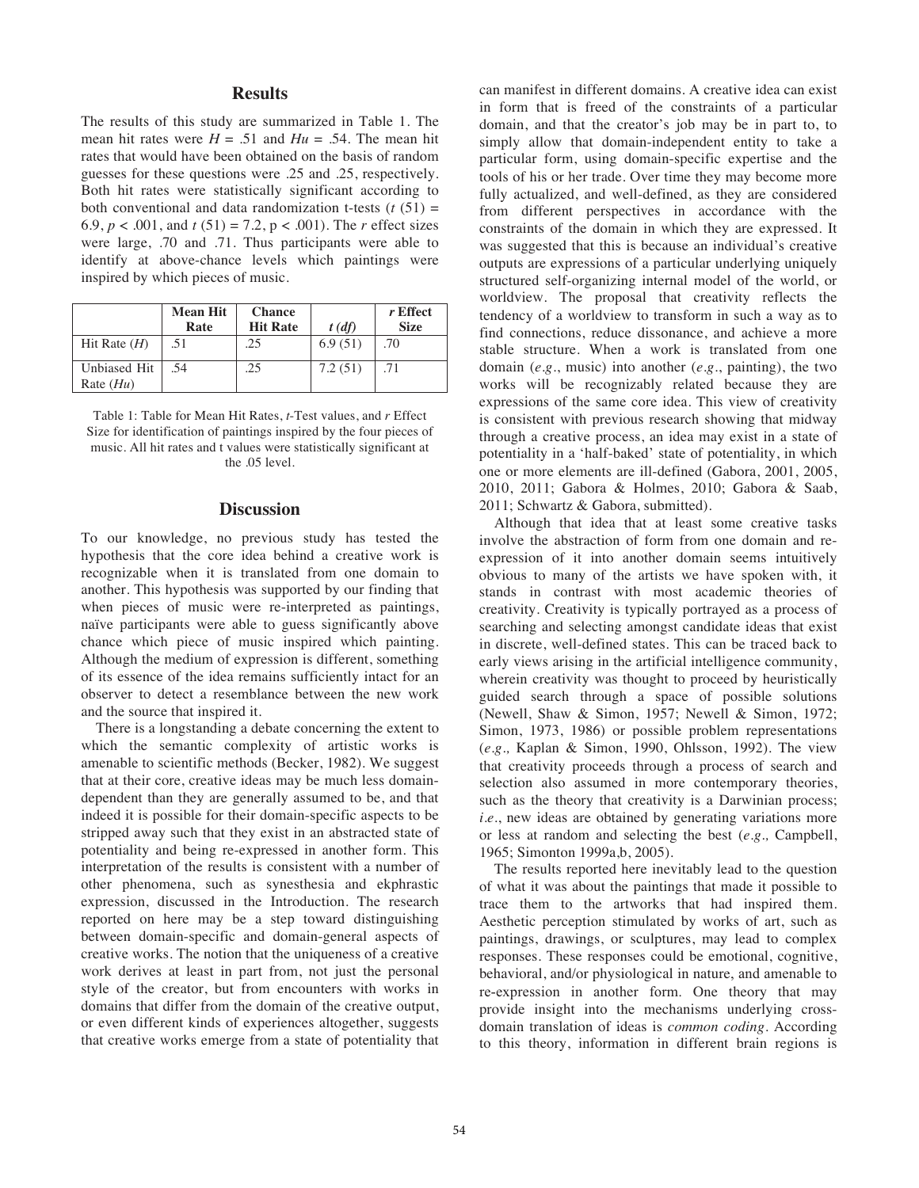## Results

The results of this study are summarized in Table 1. The mean hit rates were $H = .51$ and $Hu = .54$. The mean hit rates that would have been obtained on the basis of random guesses for these questions were .25 and .25, respectively. Both hit rates were statistically significant according to both conventional and data randomization t-tests ($t\ (51) = 6.9$, $p < .001$, and $t\ (51) = 7.2$, $p < .001$). The *r* effect sizes were large, .70 and .71. Thus participants were able to identify at above-chance levels which paintings were inspired by which pieces of music.

| | **Mean Hit Rate** | **Chance Hit Rate** | ***t (df)*** | ***r* Effect Size** |
|---|---|---|---|---|
| Hit Rate (*H*) | .51 | .25 | 6.9 (51) | .70 |
| Unbiased Hit Rate (*Hu*) | .54 | .25 | 7.2 (51) | .71 |

Table 1: Table for Mean Hit Rates, *t*-Test values, and *r* Effect Size for identification of paintings inspired by the four pieces of music. All hit rates and t values were statistically significant at the .05 level.

## Discussion

To our knowledge, no previous study has tested the hypothesis that the core idea behind a creative work is recognizable when it is translated from one domain to another. This hypothesis was supported by our finding that when pieces of music were re-interpreted as paintings, naïve participants were able to guess significantly above chance which piece of music inspired which painting. Although the medium of expression is different, something of its essence of the idea remains sufficiently intact for an observer to detect a resemblance between the new work and the source that inspired it.

There is a longstanding a debate concerning the extent to which the semantic complexity of artistic works is amenable to scientific methods (Becker, 1982). We suggest that at their core, creative ideas may be much less domain-dependent than they are generally assumed to be, and that indeed it is possible for their domain-specific aspects to be stripped away such that they exist in an abstracted state of potentiality and being re-expressed in another form. This interpretation of the results is consistent with a number of other phenomena, such as synesthesia and ekphrastic expression, discussed in the Introduction. The research reported on here may be a step toward distinguishing between domain-specific and domain-general aspects of creative works. The notion that the uniqueness of a creative work derives at least in part from, not just the personal style of the creator, but from encounters with works in domains that differ from the domain of the creative output, or even different kinds of experiences altogether, suggests that creative works emerge from a state of potentiality that can manifest in different domains. A creative idea can exist in form that is freed of the constraints of a particular domain, and that the creator's job may be in part to, to simply allow that domain-independent entity to take a particular form, using domain-specific expertise and the tools of his or her trade. Over time they may become more fully actualized, and well-defined, as they are considered from different perspectives in accordance with the constraints of the domain in which they are expressed. It was suggested that this is because an individual's creative outputs are expressions of a particular underlying uniquely structured self-organizing internal model of the world, or worldview. The proposal that creativity reflects the tendency of a worldview to transform in such a way as to find connections, reduce dissonance, and achieve a more stable structure. When a work is translated from one domain (*e.g.*, music) into another (*e.g.*, painting), the two works will be recognizably related because they are expressions of the same core idea. This view of creativity is consistent with previous research showing that midway through a creative process, an idea may exist in a state of potentiality in a 'half-baked' state of potentiality, in which one or more elements are ill-defined (Gabora, 2001, 2005, 2010, 2011; Gabora & Holmes, 2010; Gabora & Saab, 2011; Schwartz & Gabora, submitted).

Although that idea that at least some creative tasks involve the abstraction of form from one domain and re-expression of it into another domain seems intuitively obvious to many of the artists we have spoken with, it stands in contrast with most academic theories of creativity. Creativity is typically portrayed as a process of searching and selecting amongst candidate ideas that exist in discrete, well-defined states. This can be traced back to early views arising in the artificial intelligence community, wherein creativity was thought to proceed by heuristically guided search through a space of possible solutions (Newell, Shaw & Simon, 1957; Newell & Simon, 1972; Simon, 1973, 1986) or possible problem representations (*e.g.,* Kaplan & Simon, 1990, Ohlsson, 1992). The view that creativity proceeds through a process of search and selection also assumed in more contemporary theories, such as the theory that creativity is a Darwinian process; *i.e.*, new ideas are obtained by generating variations more or less at random and selecting the best (*e.g.,* Campbell, 1965; Simonton 1999a,b, 2005).

The results reported here inevitably lead to the question of what it was about the paintings that made it possible to trace them to the artworks that had inspired them. Aesthetic perception stimulated by works of art, such as paintings, drawings, or sculptures, may lead to complex responses. These responses could be emotional, cognitive, behavioral, and/or physiological in nature, and amenable to re-expression in another form. One theory that may provide insight into the mechanisms underlying cross-domain translation of ideas is *common coding*. According to this theory, information in different brain regions is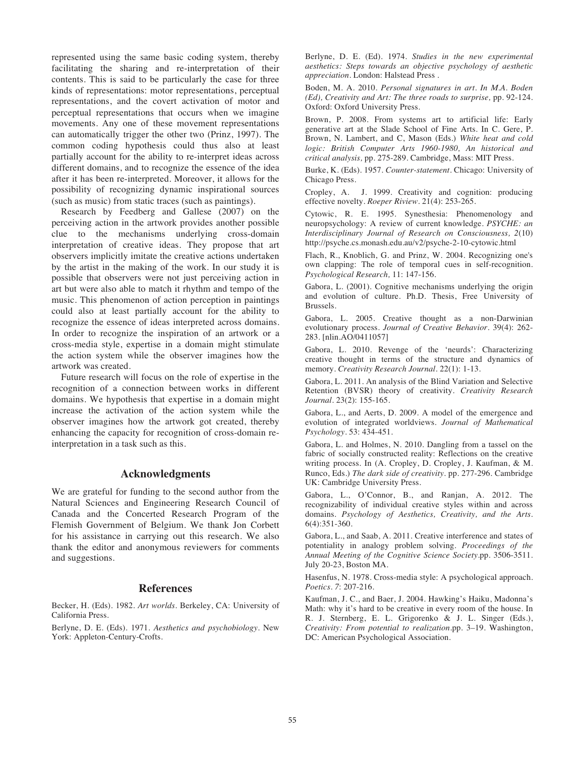represented using the same basic coding system, thereby facilitating the sharing and re-interpretation of their contents. This is said to be particularly the case for three kinds of representations: motor representations, perceptual representations, and the covert activation of motor and perceptual representations that occurs when we imagine movements. Any one of these movement representations can automatically trigger the other two (Prinz, 1997). The common coding hypothesis could thus also at least partially account for the ability to re-interpret ideas across different domains, and to recognize the essence of the idea after it has been re-interpreted. Moreover, it allows for the possibility of recognizing dynamic inspirational sources (such as music) from static traces (such as paintings).

Research by Feedberg and Gallese (2007) on the perceiving action in the artwork provides another possible clue to the mechanisms underlying cross-domain interpretation of creative ideas. They propose that art observers implicitly imitate the creative actions undertaken by the artist in the making of the work. In our study it is possible that observers were not just perceiving action in art but were also able to match it rhythm and tempo of the music. This phenomenon of action perception in paintings could also at least partially account for the ability to recognize the essence of ideas interpreted across domains. In order to recognize the inspiration of an artwork or a cross-media style, expertise in a domain might stimulate the action system while the observer imagines how the artwork was created.

Future research will focus on the role of expertise in the recognition of a connection between works in different domains. We hypothesis that expertise in a domain might increase the activation of the action system while the observer imagines how the artwork got created, thereby enhancing the capacity for recognition of cross-domain re-interpretation in a task such as this.

## Acknowledgments

We are grateful for funding to the second author from the Natural Sciences and Engineering Research Council of Canada and the Concerted Research Program of the Flemish Government of Belgium. We thank Jon Corbett for his assistance in carrying out this research. We also thank the editor and anonymous reviewers for comments and suggestions.

## References

Becker, H. (Eds). 1982. *Art worlds*. Berkeley, CA: University of California Press.

Berlyne, D. E. (Eds). 1971. *Aesthetics and psychobiology*. New York: Appleton-Century-Crofts.

Berlyne, D. E. (Ed). 1974. *Studies in the new experimental aesthetics: Steps towards an objective psychology of aesthetic appreciation*. London: Halstead Press .

Boden, M. A. 2010. *Personal signatures in art. In M.A. Boden (Ed), Creativity and Art: The three roads to surprise,* pp. 92-124. Oxford: Oxford University Press.

Brown, P. 2008. From systems art to artificial life: Early generative art at the Slade School of Fine Arts. In C. Gere, P. Brown, N. Lambert, and C, Mason (Eds.) *White heat and cold logic: British Computer Arts 1960-1980, An historical and critical analysis,* pp. 275-289. Cambridge, Mass: MIT Press.

Burke, K. (Eds). 1957. *Counter-statement*. Chicago: University of Chicago Press.

Cropley, A. J. 1999. Creativity and cognition: producing effective novelty. *Roeper Riview*. 21(4): 253-265.

Cytowic, R. E. 1995. Synesthesia: Phenomenology and neuropsychology: A review of current knowledge. *PSYCHE: an Interdisciplinary Journal of Research on Consciousness, 2*(10) http://psyche.cs.monash.edu.au/v2/psyche-2-10-cytowic.html

Flach, R., Knoblich, G. and Prinz, W. 2004. Recognizing one's own clapping: The role of temporal cues in self-recognition. *Psychological Research,* 11: 147-156.

Gabora, L. (2001). Cognitive mechanisms underlying the origin and evolution of culture. Ph.D. Thesis, Free University of Brussels.

Gabora, L. 2005. Creative thought as a non-Darwinian evolutionary process. *Journal of Creative Behavior*. 39(4): 262-283. [nlin.AO/0411057]

Gabora, L. 2010. Revenge of the 'neurds': Characterizing creative thought in terms of the structure and dynamics of memory. *Creativity Research Journal*. 22(1): 1-13.

Gabora, L. 2011. An analysis of the Blind Variation and Selective Retention (BVSR) theory of creativity. *Creativity Research Journal*. 23(2): 155-165.

Gabora, L., and Aerts, D. 2009. A model of the emergence and evolution of integrated worldviews. *Journal of Mathematical Psychology*. 53: 434-451.

Gabora, L. and Holmes, N. 2010. Dangling from a tassel on the fabric of socially constructed reality: Reflections on the creative writing process. In (A. Cropley, D. Cropley, J. Kaufman, & M. Runco, Eds.) *The dark side of creativity*. pp. 277-296. Cambridge UK: Cambridge University Press.

Gabora, L., O'Connor, B., and Ranjan, A. 2012. The recognizability of individual creative styles within and across domains. *Psychology of Aesthetics, Creativity, and the Arts*. 6(4):351-360.

Gabora, L., and Saab, A. 2011. Creative interference and states of potentiality in analogy problem solving. *Proceedings of the Annual Meeting of the Cognitive Science Society*.pp. 3506-3511. July 20-23, Boston MA.

Hasenfus, N. 1978. Cross-media style: A psychological approach. *Poetics*. *7*: 207-216.

Kaufman, J. C., and Baer, J. 2004. Hawking's Haiku, Madonna's Math: why it's hard to be creative in every room of the house. In R. J. Sternberg, E. L. Grigorenko & J. L. Singer (Eds.), *Creativity: From potential to realization*.pp. 3–19. Washington, DC: American Psychological Association.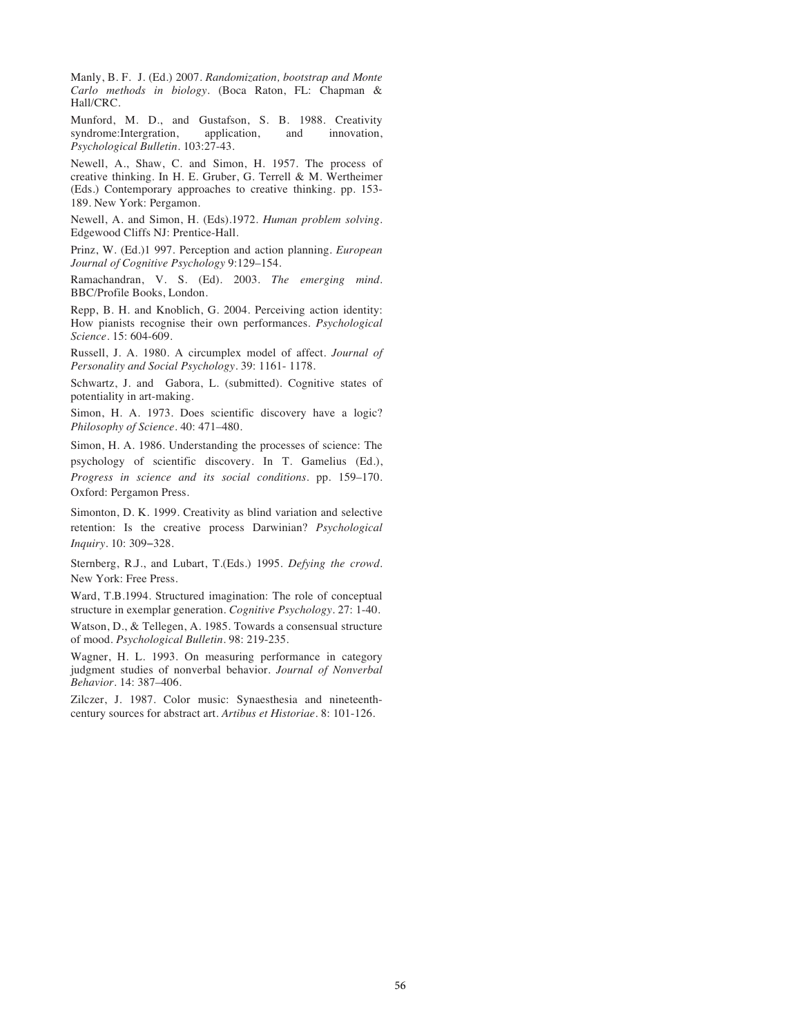Manly, B. F. J. (Ed.) 2007. *Randomization, bootstrap and Monte Carlo methods in biology*. (Boca Raton, FL: Chapman & Hall/CRC.

Munford, M. D., and Gustafson, S. B. 1988. Creativity syndrome:Intergration, application, and innovation, *Psychological Bulletin*. 103:27-43.

Newell, A., Shaw, C. and Simon, H. 1957. The process of creative thinking. In H. E. Gruber, G. Terrell & M. Wertheimer (Eds.) Contemporary approaches to creative thinking. pp. 153-189. New York: Pergamon.

Newell, A. and Simon, H. (Eds).1972. *Human problem solving*. Edgewood Cliffs NJ: Prentice-Hall.

Prinz, W. (Ed.)1 997. Perception and action planning. *European Journal of Cognitive Psychology* 9:129–154.

Ramachandran, V. S. (Ed). 2003. *The emerging mind*. BBC/Profile Books, London.

Repp, B. H. and Knoblich, G. 2004. Perceiving action identity: How pianists recognise their own performances. *Psychological Science*. 15: 604-609.

Russell, J. A. 1980. A circumplex model of affect. *Journal of Personality and Social Psychology*. 39: 1161- 1178.

Schwartz, J. and Gabora, L. (submitted). Cognitive states of potentiality in art-making.

Simon, H. A. 1973. Does scientific discovery have a logic? *Philosophy of Science*. 40: 471–480.

Simon, H. A. 1986. Understanding the processes of science: The psychology of scientific discovery. In T. Gamelius (Ed.), *Progress in science and its social conditions*. pp. 159–170. Oxford: Pergamon Press.

Simonton, D. K. 1999. Creativity as blind variation and selective retention: Is the creative process Darwinian? *Psychological Inquiry*. 10: 309–328.

Sternberg, R.J., and Lubart, T.(Eds.) 1995. *Defying the crowd*. New York: Free Press.

Ward, T.B.1994. Structured imagination: The role of conceptual structure in exemplar generation. *Cognitive Psychology*. 27: 1-40.

Watson, D., & Tellegen, A. 1985. Towards a consensual structure of mood. *Psychological Bulletin*. 98: 219-235.

Wagner, H. L. 1993. On measuring performance in category judgment studies of nonverbal behavior. *Journal of Nonverbal Behavior*. 14: 387–406.

Zilczer, J. 1987. Color music: Synaesthesia and nineteenth-century sources for abstract art. *Artibus et Historiae*. 8: 101-126.